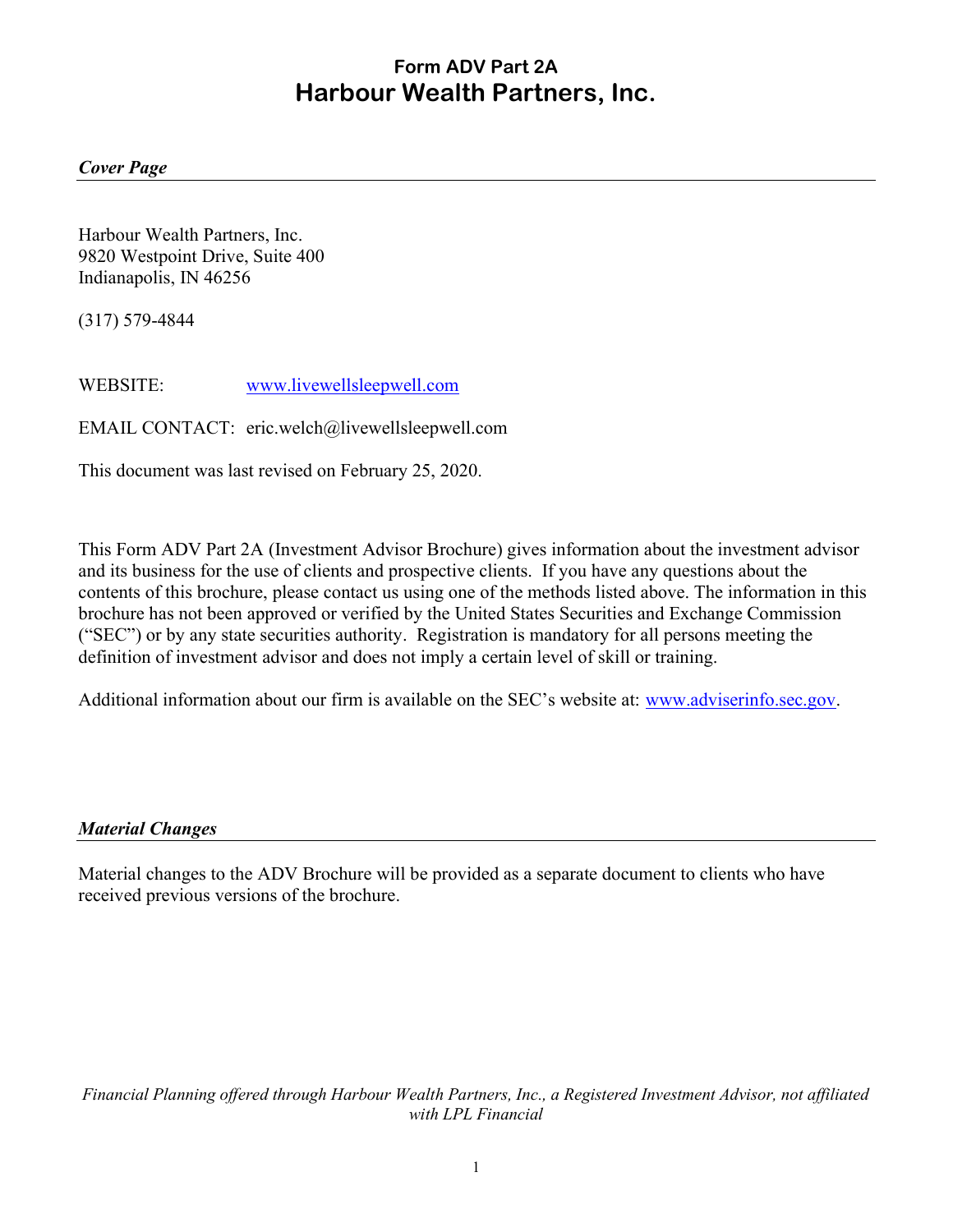# Form ADV Part 2A
# Harbour Wealth Partners, Inc.

***Cover Page***

Harbour Wealth Partners, Inc.
9820 Westpoint Drive, Suite 400
Indianapolis, IN 46256

(317) 579-4844

WEBSITE: www.livewellsleepwell.com

EMAIL CONTACT: eric.welch@livewellsleepwell.com

This document was last revised on February 25, 2020.

This Form ADV Part 2A (Investment Advisor Brochure) gives information about the investment advisor and its business for the use of clients and prospective clients. If you have any questions about the contents of this brochure, please contact us using one of the methods listed above. The information in this brochure has not been approved or verified by the United States Securities and Exchange Commission ("SEC") or by any state securities authority. Registration is mandatory for all persons meeting the definition of investment advisor and does not imply a certain level of skill or training.

Additional information about our firm is available on the SEC's website at: www.adviserinfo.sec.gov.

***Material Changes***

Material changes to the ADV Brochure will be provided as a separate document to clients who have received previous versions of the brochure.

*Financial Planning offered through Harbour Wealth Partners, Inc., a Registered Investment Advisor, not affiliated with LPL Financial*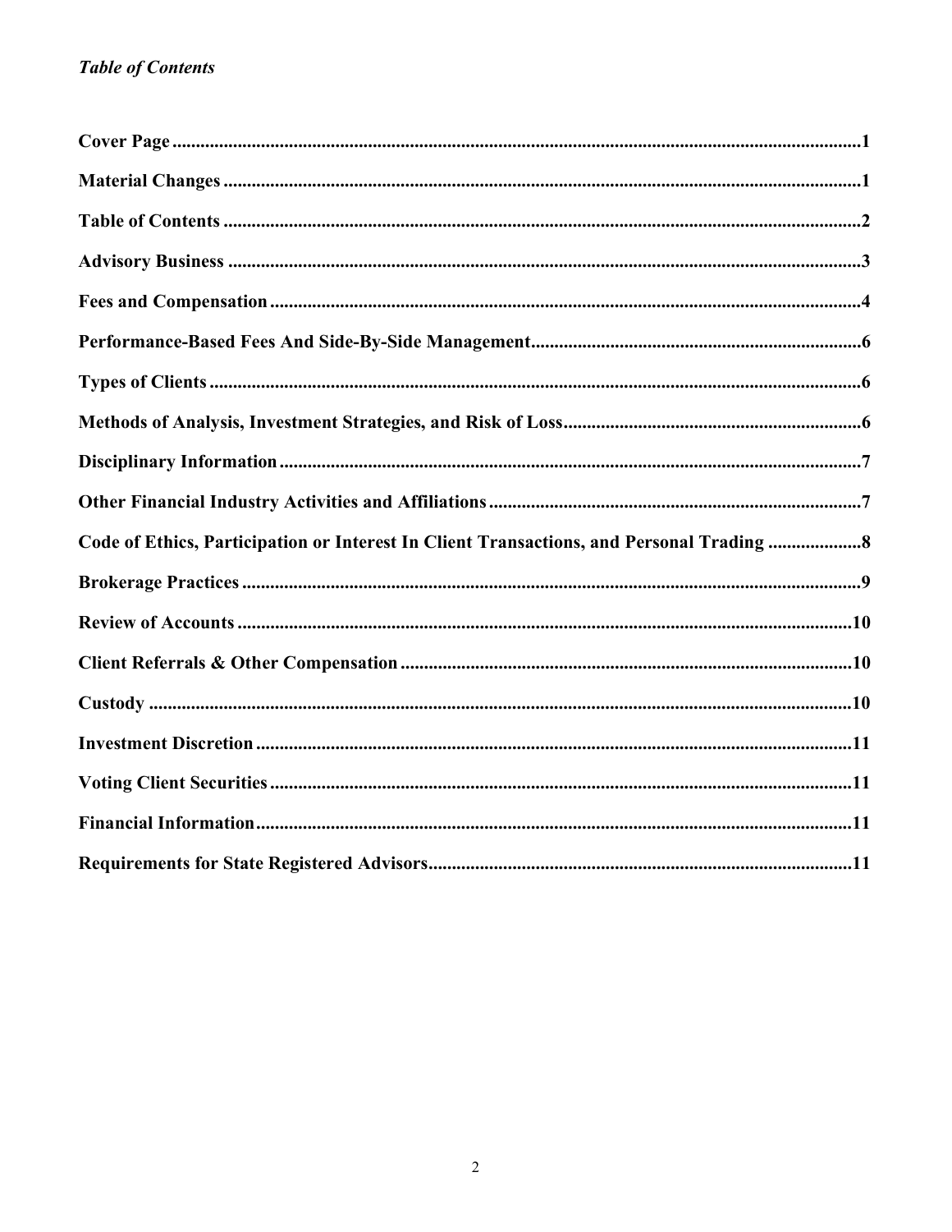***Table of Contents***

**Cover Page** ........................................................ 1

**Material Changes** ........................................................ 1

**Table of Contents** ........................................................ 2

**Advisory Business** ........................................................ 3

**Fees and Compensation** ........................................................ 4

**Performance-Based Fees And Side-By-Side Management** ........................................................ 6

**Types of Clients** ........................................................ 6

**Methods of Analysis, Investment Strategies, and Risk of Loss** ........................................................ 6

**Disciplinary Information** ........................................................ 7

**Other Financial Industry Activities and Affiliations** ........................................................ 7

**Code of Ethics, Participation or Interest In Client Transactions, and Personal Trading** ........................................................ 8

**Brokerage Practices** ........................................................ 9

**Review of Accounts** ........................................................ 10

**Client Referrals & Other Compensation** ........................................................ 10

**Custody** ........................................................ 10

**Investment Discretion** ........................................................ 11

**Voting Client Securities** ........................................................ 11

**Financial Information** ........................................................ 11

**Requirements for State Registered Advisors** ........................................................ 11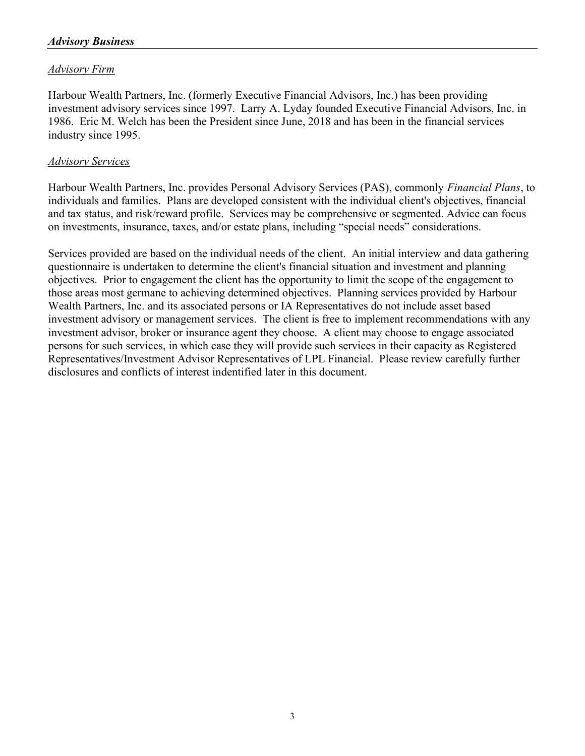## *Advisory Business*

### *Advisory Firm*

Harbour Wealth Partners, Inc. (formerly Executive Financial Advisors, Inc.) has been providing investment advisory services since 1997. Larry A. Lyday founded Executive Financial Advisors, Inc. in 1986. Eric M. Welch has been the President since June, 2018 and has been in the financial services industry since 1995.

### *Advisory Services*

Harbour Wealth Partners, Inc. provides Personal Advisory Services (PAS), commonly *Financial Plans*, to individuals and families. Plans are developed consistent with the individual client's objectives, financial and tax status, and risk/reward profile. Services may be comprehensive or segmented. Advice can focus on investments, insurance, taxes, and/or estate plans, including "special needs" considerations.

Services provided are based on the individual needs of the client. An initial interview and data gathering questionnaire is undertaken to determine the client's financial situation and investment and planning objectives. Prior to engagement the client has the opportunity to limit the scope of the engagement to those areas most germane to achieving determined objectives. Planning services provided by Harbour Wealth Partners, Inc. and its associated persons or IA Representatives do not include asset based investment advisory or management services. The client is free to implement recommendations with any investment advisor, broker or insurance agent they choose. A client may choose to engage associated persons for such services, in which case they will provide such services in their capacity as Registered Representatives/Investment Advisor Representatives of LPL Financial. Please review carefully further disclosures and conflicts of interest indentified later in this document.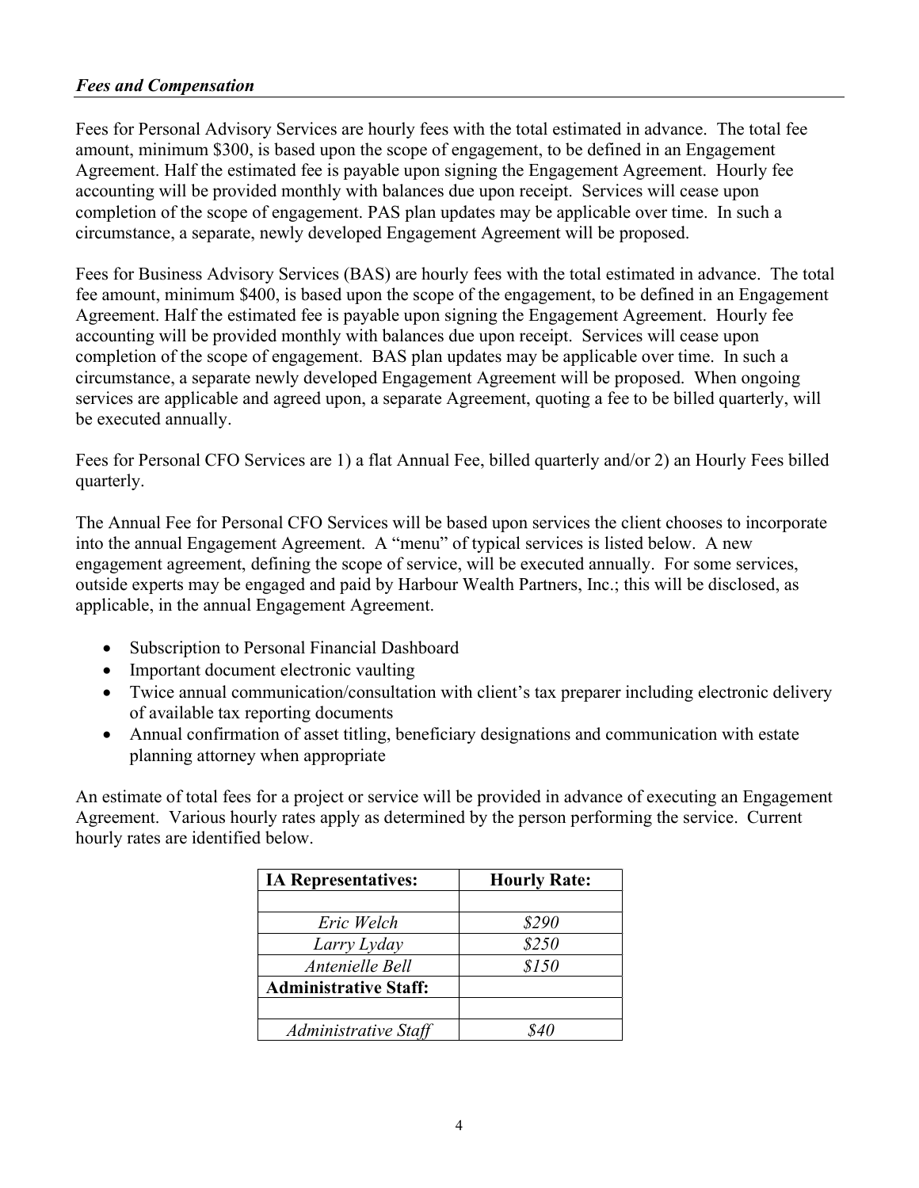### *Fees and Compensation*

Fees for Personal Advisory Services are hourly fees with the total estimated in advance. The total fee amount, minimum $300, is based upon the scope of engagement, to be defined in an Engagement Agreement. Half the estimated fee is payable upon signing the Engagement Agreement. Hourly fee accounting will be provided monthly with balances due upon receipt. Services will cease upon completion of the scope of engagement. PAS plan updates may be applicable over time. In such a circumstance, a separate, newly developed Engagement Agreement will be proposed.

Fees for Business Advisory Services (BAS) are hourly fees with the total estimated in advance. The total fee amount, minimum $400, is based upon the scope of the engagement, to be defined in an Engagement Agreement. Half the estimated fee is payable upon signing the Engagement Agreement. Hourly fee accounting will be provided monthly with balances due upon receipt. Services will cease upon completion of the scope of engagement. BAS plan updates may be applicable over time. In such a circumstance, a separate newly developed Engagement Agreement will be proposed. When ongoing services are applicable and agreed upon, a separate Agreement, quoting a fee to be billed quarterly, will be executed annually.

Fees for Personal CFO Services are 1) a flat Annual Fee, billed quarterly and/or 2) an Hourly Fees billed quarterly.

The Annual Fee for Personal CFO Services will be based upon services the client chooses to incorporate into the annual Engagement Agreement. A "menu" of typical services is listed below. A new engagement agreement, defining the scope of service, will be executed annually. For some services, outside experts may be engaged and paid by Harbour Wealth Partners, Inc.; this will be disclosed, as applicable, in the annual Engagement Agreement.

- Subscription to Personal Financial Dashboard
- Important document electronic vaulting
- Twice annual communication/consultation with client's tax preparer including electronic delivery of available tax reporting documents
- Annual confirmation of asset titling, beneficiary designations and communication with estate planning attorney when appropriate

An estimate of total fees for a project or service will be provided in advance of executing an Engagement Agreement. Various hourly rates apply as determined by the person performing the service. Current hourly rates are identified below.

| **IA Representatives:** | **Hourly Rate:** |
|---|---|
| | |
| *Eric Welch* | *$290* |
| *Larry Lyday* | *$250* |
| *Antenielle Bell* | *$150* |
| **Administrative Staff:** | |
| | |
| *Administrative Staff* | *$40* |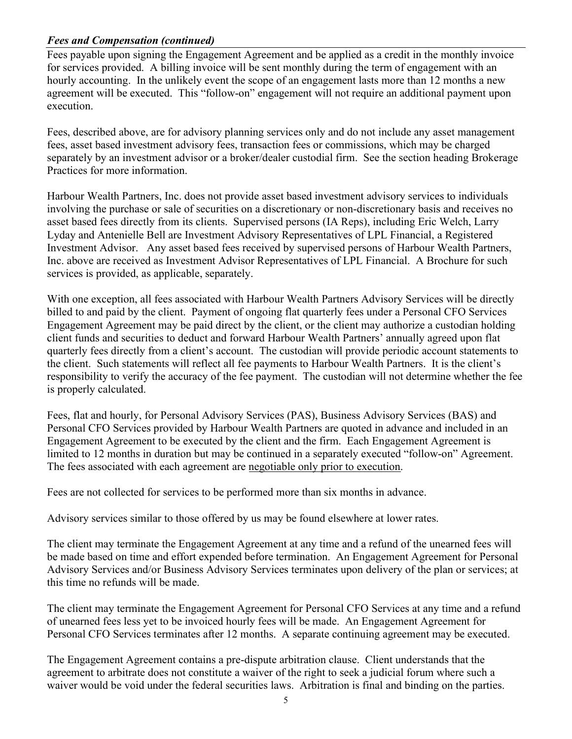*Fees and Compensation (continued)*

Fees payable upon signing the Engagement Agreement and be applied as a credit in the monthly invoice for services provided. A billing invoice will be sent monthly during the term of engagement with an hourly accounting. In the unlikely event the scope of an engagement lasts more than 12 months a new agreement will be executed. This "follow-on" engagement will not require an additional payment upon execution.

Fees, described above, are for advisory planning services only and do not include any asset management fees, asset based investment advisory fees, transaction fees or commissions, which may be charged separately by an investment advisor or a broker/dealer custodial firm. See the section heading Brokerage Practices for more information.

Harbour Wealth Partners, Inc. does not provide asset based investment advisory services to individuals involving the purchase or sale of securities on a discretionary or non-discretionary basis and receives no asset based fees directly from its clients. Supervised persons (IA Reps), including Eric Welch, Larry Lyday and Antenielle Bell are Investment Advisory Representatives of LPL Financial, a Registered Investment Advisor. Any asset based fees received by supervised persons of Harbour Wealth Partners, Inc. above are received as Investment Advisor Representatives of LPL Financial. A Brochure for such services is provided, as applicable, separately.

With one exception, all fees associated with Harbour Wealth Partners Advisory Services will be directly billed to and paid by the client. Payment of ongoing flat quarterly fees under a Personal CFO Services Engagement Agreement may be paid direct by the client, or the client may authorize a custodian holding client funds and securities to deduct and forward Harbour Wealth Partners' annually agreed upon flat quarterly fees directly from a client's account. The custodian will provide periodic account statements to the client. Such statements will reflect all fee payments to Harbour Wealth Partners. It is the client's responsibility to verify the accuracy of the fee payment. The custodian will not determine whether the fee is properly calculated.

Fees, flat and hourly, for Personal Advisory Services (PAS), Business Advisory Services (BAS) and Personal CFO Services provided by Harbour Wealth Partners are quoted in advance and included in an Engagement Agreement to be executed by the client and the firm. Each Engagement Agreement is limited to 12 months in duration but may be continued in a separately executed "follow-on" Agreement. The fees associated with each agreement are <u>negotiable only prior to execution</u>.

Fees are not collected for services to be performed more than six months in advance.

Advisory services similar to those offered by us may be found elsewhere at lower rates.

The client may terminate the Engagement Agreement at any time and a refund of the unearned fees will be made based on time and effort expended before termination. An Engagement Agreement for Personal Advisory Services and/or Business Advisory Services terminates upon delivery of the plan or services; at this time no refunds will be made.

The client may terminate the Engagement Agreement for Personal CFO Services at any time and a refund of unearned fees less yet to be invoiced hourly fees will be made. An Engagement Agreement for Personal CFO Services terminates after 12 months. A separate continuing agreement may be executed.

The Engagement Agreement contains a pre-dispute arbitration clause. Client understands that the agreement to arbitrate does not constitute a waiver of the right to seek a judicial forum where such a waiver would be void under the federal securities laws. Arbitration is final and binding on the parties.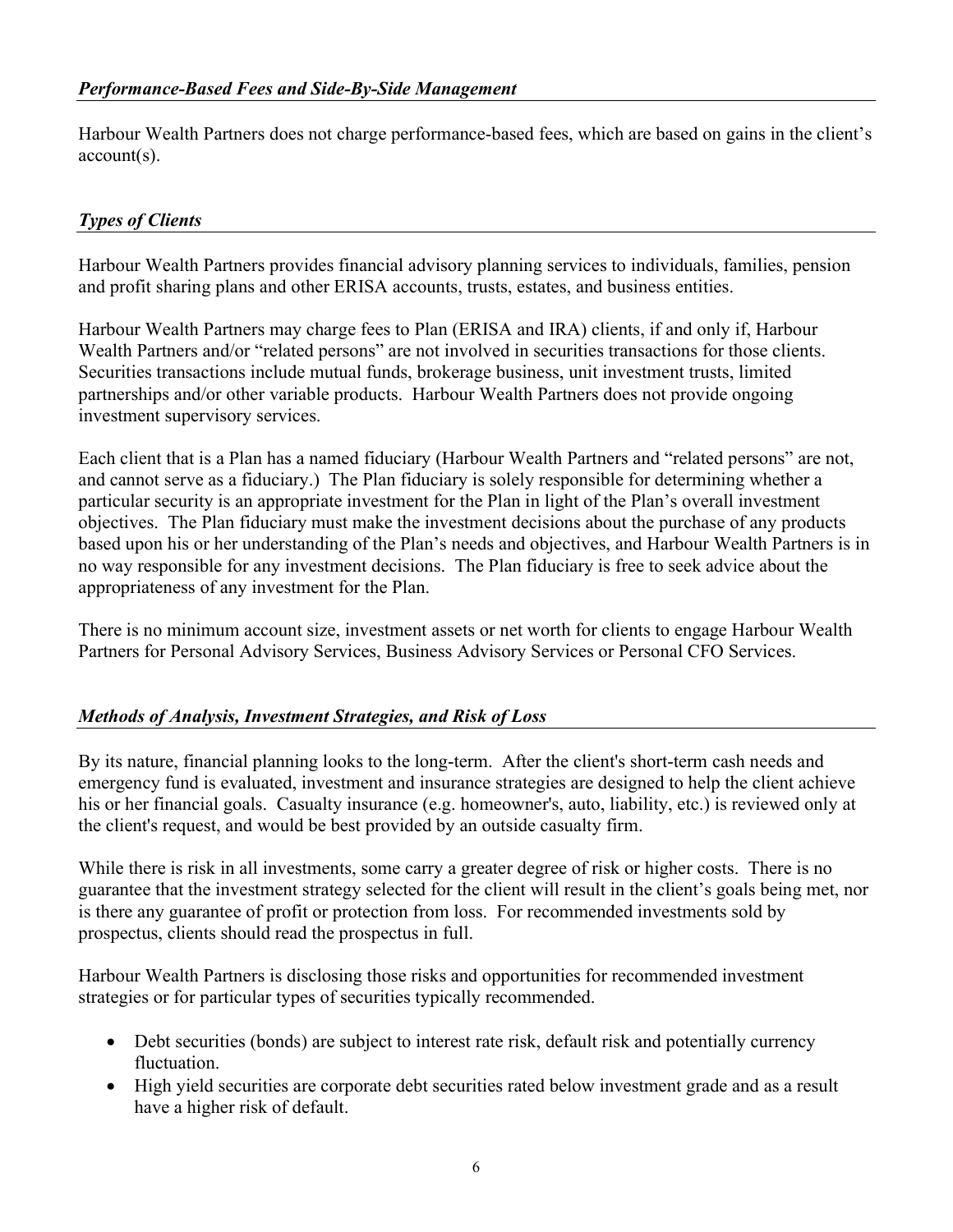### *Performance-Based Fees and Side-By-Side Management*

Harbour Wealth Partners does not charge performance-based fees, which are based on gains in the client's account(s).

### *Types of Clients*

Harbour Wealth Partners provides financial advisory planning services to individuals, families, pension and profit sharing plans and other ERISA accounts, trusts, estates, and business entities.

Harbour Wealth Partners may charge fees to Plan (ERISA and IRA) clients, if and only if, Harbour Wealth Partners and/or "related persons" are not involved in securities transactions for those clients. Securities transactions include mutual funds, brokerage business, unit investment trusts, limited partnerships and/or other variable products. Harbour Wealth Partners does not provide ongoing investment supervisory services.

Each client that is a Plan has a named fiduciary (Harbour Wealth Partners and "related persons" are not, and cannot serve as a fiduciary.) The Plan fiduciary is solely responsible for determining whether a particular security is an appropriate investment for the Plan in light of the Plan's overall investment objectives. The Plan fiduciary must make the investment decisions about the purchase of any products based upon his or her understanding of the Plan's needs and objectives, and Harbour Wealth Partners is in no way responsible for any investment decisions. The Plan fiduciary is free to seek advice about the appropriateness of any investment for the Plan.

There is no minimum account size, investment assets or net worth for clients to engage Harbour Wealth Partners for Personal Advisory Services, Business Advisory Services or Personal CFO Services.

### *Methods of Analysis, Investment Strategies, and Risk of Loss*

By its nature, financial planning looks to the long-term. After the client's short-term cash needs and emergency fund is evaluated, investment and insurance strategies are designed to help the client achieve his or her financial goals. Casualty insurance (e.g. homeowner's, auto, liability, etc.) is reviewed only at the client's request, and would be best provided by an outside casualty firm.

While there is risk in all investments, some carry a greater degree of risk or higher costs. There is no guarantee that the investment strategy selected for the client will result in the client's goals being met, nor is there any guarantee of profit or protection from loss. For recommended investments sold by prospectus, clients should read the prospectus in full.

Harbour Wealth Partners is disclosing those risks and opportunities for recommended investment strategies or for particular types of securities typically recommended.

- Debt securities (bonds) are subject to interest rate risk, default risk and potentially currency fluctuation.
- High yield securities are corporate debt securities rated below investment grade and as a result have a higher risk of default.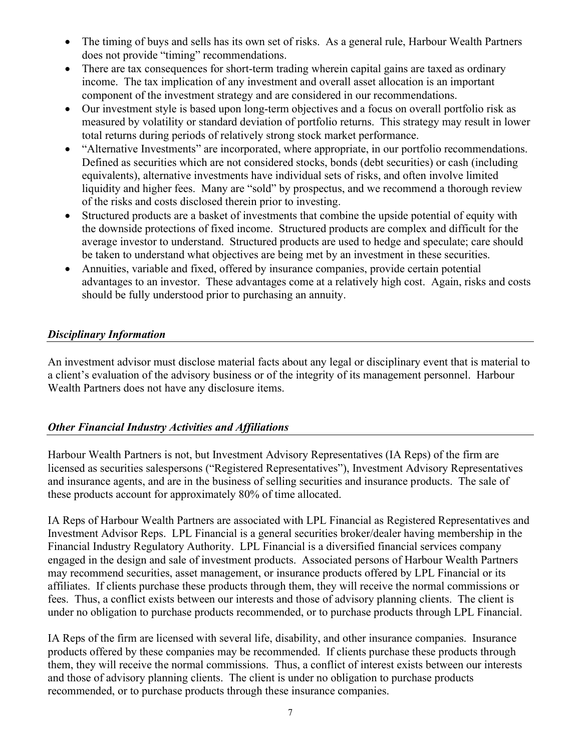- The timing of buys and sells has its own set of risks. As a general rule, Harbour Wealth Partners does not provide "timing" recommendations.
- There are tax consequences for short-term trading wherein capital gains are taxed as ordinary income. The tax implication of any investment and overall asset allocation is an important component of the investment strategy and are considered in our recommendations.
- Our investment style is based upon long-term objectives and a focus on overall portfolio risk as measured by volatility or standard deviation of portfolio returns. This strategy may result in lower total returns during periods of relatively strong stock market performance.
- "Alternative Investments" are incorporated, where appropriate, in our portfolio recommendations. Defined as securities which are not considered stocks, bonds (debt securities) or cash (including equivalents), alternative investments have individual sets of risks, and often involve limited liquidity and higher fees. Many are "sold" by prospectus, and we recommend a thorough review of the risks and costs disclosed therein prior to investing.
- Structured products are a basket of investments that combine the upside potential of equity with the downside protections of fixed income. Structured products are complex and difficult for the average investor to understand. Structured products are used to hedge and speculate; care should be taken to understand what objectives are being met by an investment in these securities.
- Annuities, variable and fixed, offered by insurance companies, provide certain potential advantages to an investor. These advantages come at a relatively high cost. Again, risks and costs should be fully understood prior to purchasing an annuity.

## *Disciplinary Information*

An investment advisor must disclose material facts about any legal or disciplinary event that is material to a client's evaluation of the advisory business or of the integrity of its management personnel. Harbour Wealth Partners does not have any disclosure items.

## *Other Financial Industry Activities and Affiliations*

Harbour Wealth Partners is not, but Investment Advisory Representatives (IA Reps) of the firm are licensed as securities salespersons ("Registered Representatives"), Investment Advisory Representatives and insurance agents, and are in the business of selling securities and insurance products. The sale of these products account for approximately 80% of time allocated.

IA Reps of Harbour Wealth Partners are associated with LPL Financial as Registered Representatives and Investment Advisor Reps. LPL Financial is a general securities broker/dealer having membership in the Financial Industry Regulatory Authority. LPL Financial is a diversified financial services company engaged in the design and sale of investment products. Associated persons of Harbour Wealth Partners may recommend securities, asset management, or insurance products offered by LPL Financial or its affiliates. If clients purchase these products through them, they will receive the normal commissions or fees. Thus, a conflict exists between our interests and those of advisory planning clients. The client is under no obligation to purchase products recommended, or to purchase products through LPL Financial.

IA Reps of the firm are licensed with several life, disability, and other insurance companies. Insurance products offered by these companies may be recommended. If clients purchase these products through them, they will receive the normal commissions. Thus, a conflict of interest exists between our interests and those of advisory planning clients. The client is under no obligation to purchase products recommended, or to purchase products through these insurance companies.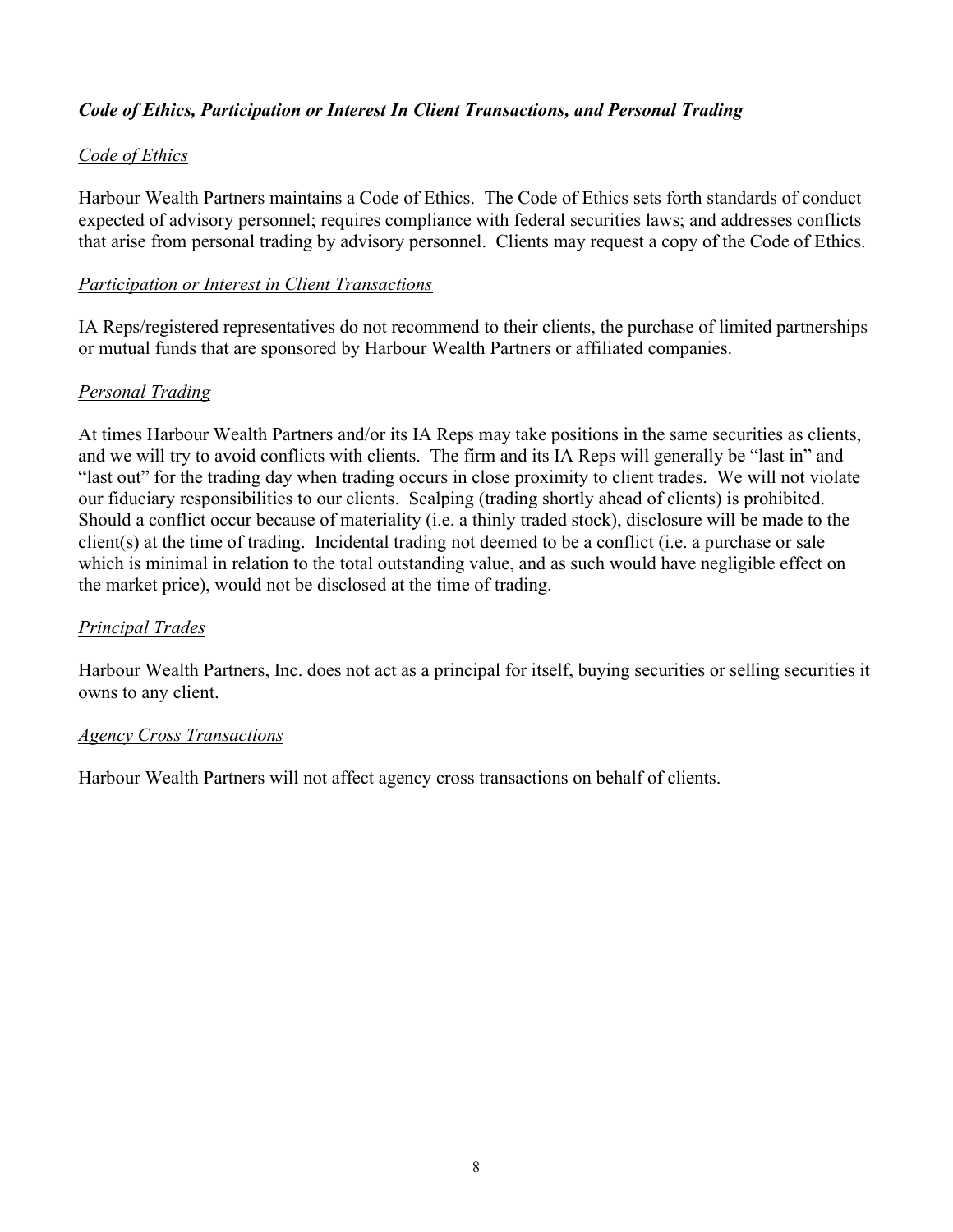## *Code of Ethics, Participation or Interest In Client Transactions, and Personal Trading*

### *Code of Ethics*

Harbour Wealth Partners maintains a Code of Ethics. The Code of Ethics sets forth standards of conduct expected of advisory personnel; requires compliance with federal securities laws; and addresses conflicts that arise from personal trading by advisory personnel. Clients may request a copy of the Code of Ethics.

### *Participation or Interest in Client Transactions*

IA Reps/registered representatives do not recommend to their clients, the purchase of limited partnerships or mutual funds that are sponsored by Harbour Wealth Partners or affiliated companies.

### *Personal Trading*

At times Harbour Wealth Partners and/or its IA Reps may take positions in the same securities as clients, and we will try to avoid conflicts with clients. The firm and its IA Reps will generally be "last in" and "last out" for the trading day when trading occurs in close proximity to client trades. We will not violate our fiduciary responsibilities to our clients. Scalping (trading shortly ahead of clients) is prohibited. Should a conflict occur because of materiality (i.e. a thinly traded stock), disclosure will be made to the client(s) at the time of trading. Incidental trading not deemed to be a conflict (i.e. a purchase or sale which is minimal in relation to the total outstanding value, and as such would have negligible effect on the market price), would not be disclosed at the time of trading.

### *Principal Trades*

Harbour Wealth Partners, Inc. does not act as a principal for itself, buying securities or selling securities it owns to any client.

### *Agency Cross Transactions*

Harbour Wealth Partners will not affect agency cross transactions on behalf of clients.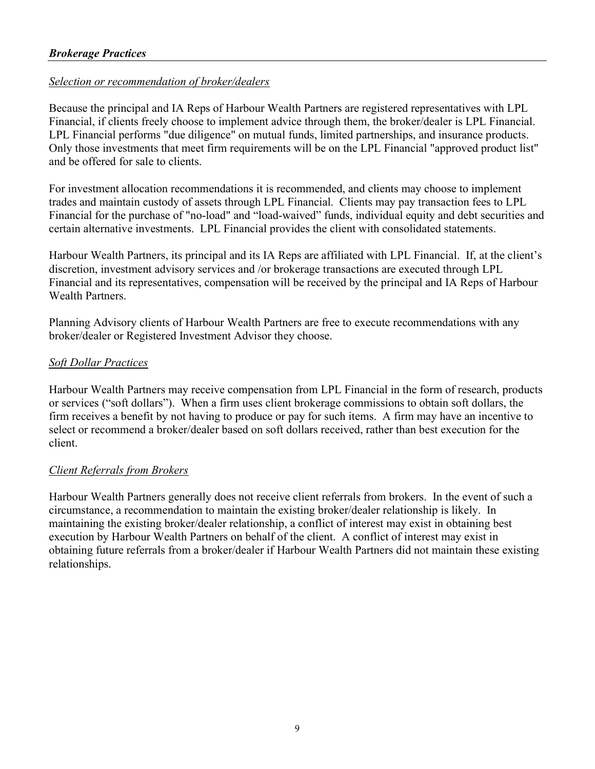## ***Brokerage Practices***

*Selection or recommendation of broker/dealers*

Because the principal and IA Reps of Harbour Wealth Partners are registered representatives with LPL Financial, if clients freely choose to implement advice through them, the broker/dealer is LPL Financial. LPL Financial performs "due diligence" on mutual funds, limited partnerships, and insurance products. Only those investments that meet firm requirements will be on the LPL Financial "approved product list" and be offered for sale to clients.

For investment allocation recommendations it is recommended, and clients may choose to implement trades and maintain custody of assets through LPL Financial. Clients may pay transaction fees to LPL Financial for the purchase of "no-load" and "load-waived" funds, individual equity and debt securities and certain alternative investments. LPL Financial provides the client with consolidated statements.

Harbour Wealth Partners, its principal and its IA Reps are affiliated with LPL Financial. If, at the client's discretion, investment advisory services and /or brokerage transactions are executed through LPL Financial and its representatives, compensation will be received by the principal and IA Reps of Harbour Wealth Partners.

Planning Advisory clients of Harbour Wealth Partners are free to execute recommendations with any broker/dealer or Registered Investment Advisor they choose.

*Soft Dollar Practices*

Harbour Wealth Partners may receive compensation from LPL Financial in the form of research, products or services ("soft dollars"). When a firm uses client brokerage commissions to obtain soft dollars, the firm receives a benefit by not having to produce or pay for such items. A firm may have an incentive to select or recommend a broker/dealer based on soft dollars received, rather than best execution for the client.

*Client Referrals from Brokers*

Harbour Wealth Partners generally does not receive client referrals from brokers. In the event of such a circumstance, a recommendation to maintain the existing broker/dealer relationship is likely. In maintaining the existing broker/dealer relationship, a conflict of interest may exist in obtaining best execution by Harbour Wealth Partners on behalf of the client. A conflict of interest may exist in obtaining future referrals from a broker/dealer if Harbour Wealth Partners did not maintain these existing relationships.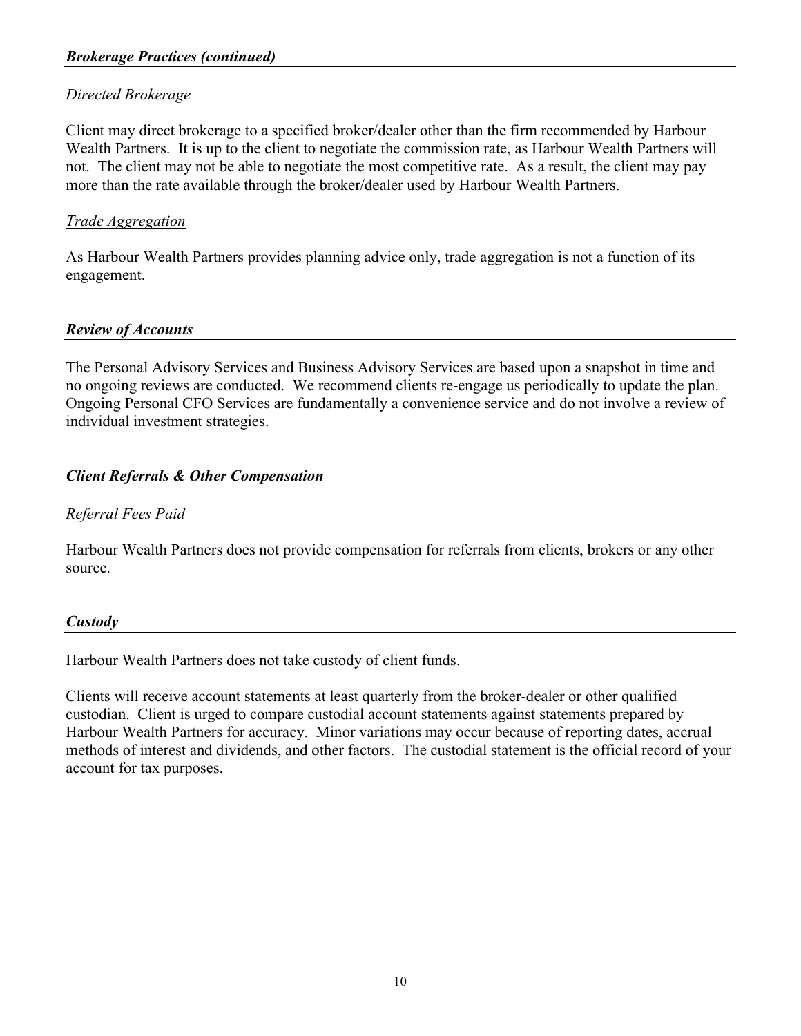## ***Brokerage Practices (continued)***

### *Directed Brokerage*

Client may direct brokerage to a specified broker/dealer other than the firm recommended by Harbour Wealth Partners. It is up to the client to negotiate the commission rate, as Harbour Wealth Partners will not. The client may not be able to negotiate the most competitive rate. As a result, the client may pay more than the rate available through the broker/dealer used by Harbour Wealth Partners.

### *Trade Aggregation*

As Harbour Wealth Partners provides planning advice only, trade aggregation is not a function of its engagement.

## ***Review of Accounts***

The Personal Advisory Services and Business Advisory Services are based upon a snapshot in time and no ongoing reviews are conducted. We recommend clients re-engage us periodically to update the plan. Ongoing Personal CFO Services are fundamentally a convenience service and do not involve a review of individual investment strategies.

## ***Client Referrals & Other Compensation***

### *Referral Fees Paid*

Harbour Wealth Partners does not provide compensation for referrals from clients, brokers or any other source.

## ***Custody***

Harbour Wealth Partners does not take custody of client funds.

Clients will receive account statements at least quarterly from the broker-dealer or other qualified custodian. Client is urged to compare custodial account statements against statements prepared by Harbour Wealth Partners for accuracy. Minor variations may occur because of reporting dates, accrual methods of interest and dividends, and other factors. The custodial statement is the official record of your account for tax purposes.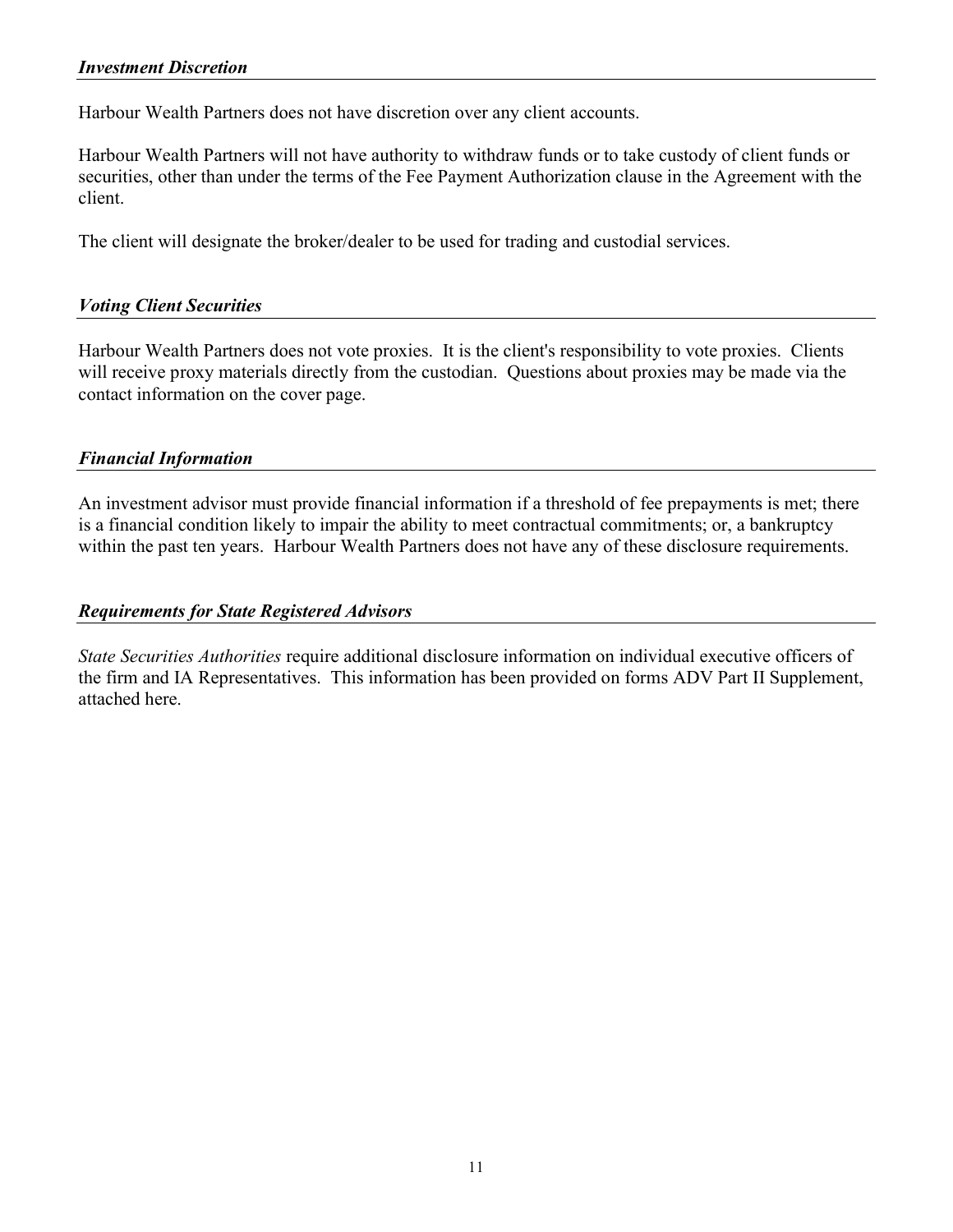### *Investment Discretion*

Harbour Wealth Partners does not have discretion over any client accounts.

Harbour Wealth Partners will not have authority to withdraw funds or to take custody of client funds or securities, other than under the terms of the Fee Payment Authorization clause in the Agreement with the client.

The client will designate the broker/dealer to be used for trading and custodial services.

### *Voting Client Securities*

Harbour Wealth Partners does not vote proxies. It is the client's responsibility to vote proxies. Clients will receive proxy materials directly from the custodian. Questions about proxies may be made via the contact information on the cover page.

### *Financial Information*

An investment advisor must provide financial information if a threshold of fee prepayments is met; there is a financial condition likely to impair the ability to meet contractual commitments; or, a bankruptcy within the past ten years. Harbour Wealth Partners does not have any of these disclosure requirements.

### *Requirements for State Registered Advisors*

*State Securities Authorities* require additional disclosure information on individual executive officers of the firm and IA Representatives. This information has been provided on forms ADV Part II Supplement, attached here.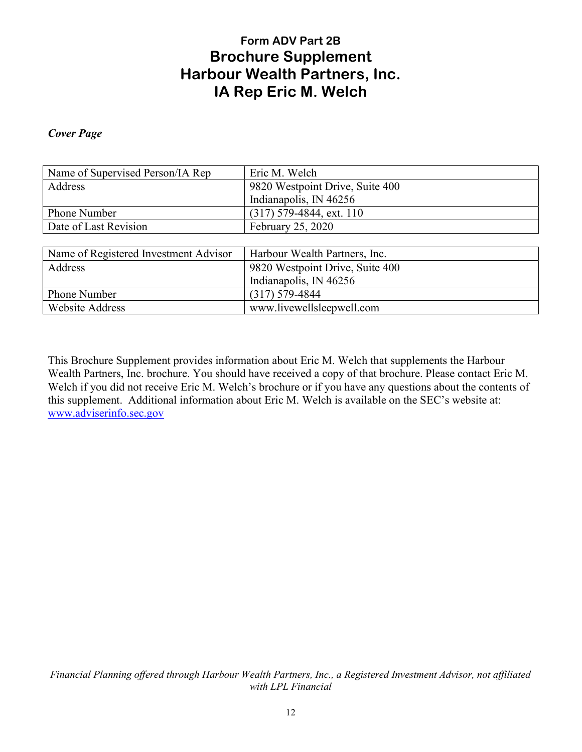# Form ADV Part 2B
# Brochure Supplement
# Harbour Wealth Partners, Inc.
# IA Rep Eric M. Welch

***Cover Page***

| Name of Supervised Person/IA Rep | Eric M. Welch |
|---|---|
| Address | 9820 Westpoint Drive, Suite 400<br>Indianapolis, IN 46256 |
| Phone Number | (317) 579-4844, ext. 110 |
| Date of Last Revision | February 25, 2020 |

| Name of Registered Investment Advisor | Harbour Wealth Partners, Inc. |
|---|---|
| Address | 9820 Westpoint Drive, Suite 400<br>Indianapolis, IN 46256 |
| Phone Number | (317) 579-4844 |
| Website Address | www.livewellsleepwell.com |

This Brochure Supplement provides information about Eric M. Welch that supplements the Harbour Wealth Partners, Inc. brochure. You should have received a copy of that brochure. Please contact Eric M. Welch if you did not receive Eric M. Welch's brochure or if you have any questions about the contents of this supplement. Additional information about Eric M. Welch is available on the SEC's website at: www.adviserinfo.sec.gov

*Financial Planning offered through Harbour Wealth Partners, Inc., a Registered Investment Advisor, not affiliated with LPL Financial*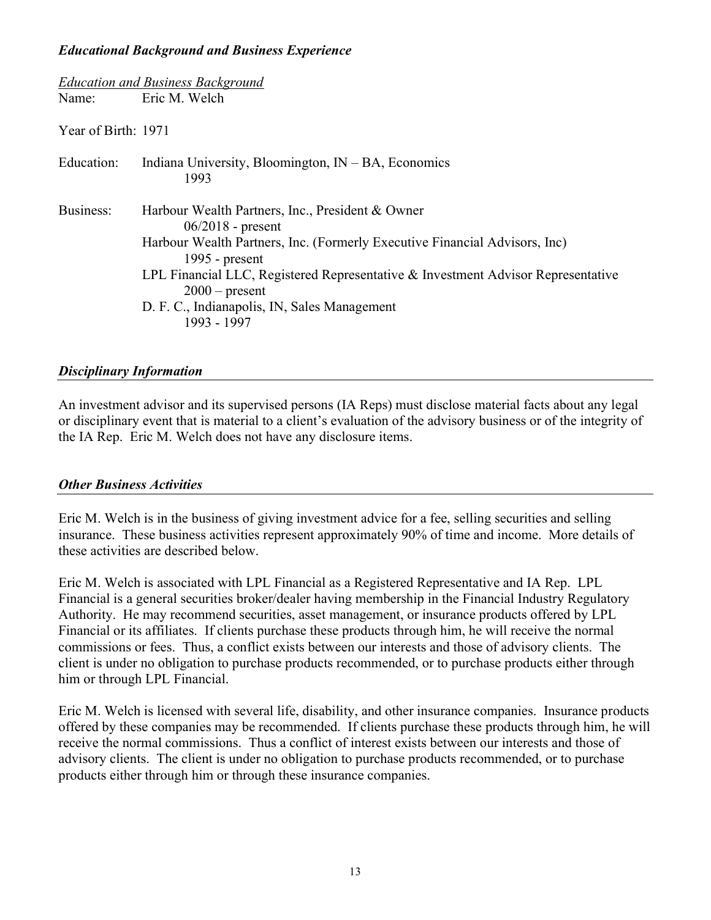### ***Educational Background and Business Experience***

*Education and Business Background*

Name: Eric M. Welch

Year of Birth: 1971

Education: Indiana University, Bloomington, IN – BA, Economics
1993

Business:
- Harbour Wealth Partners, Inc., President & Owner
06/2018 - present
- Harbour Wealth Partners, Inc. (Formerly Executive Financial Advisors, Inc)
1995 - present
- LPL Financial LLC, Registered Representative & Investment Advisor Representative
2000 – present
- D. F. C., Indianapolis, IN, Sales Management
1993 - 1997

### ***Disciplinary Information***

An investment advisor and its supervised persons (IA Reps) must disclose material facts about any legal or disciplinary event that is material to a client's evaluation of the advisory business or of the integrity of the IA Rep. Eric M. Welch does not have any disclosure items.

### ***Other Business Activities***

Eric M. Welch is in the business of giving investment advice for a fee, selling securities and selling insurance. These business activities represent approximately 90% of time and income. More details of these activities are described below.

Eric M. Welch is associated with LPL Financial as a Registered Representative and IA Rep. LPL Financial is a general securities broker/dealer having membership in the Financial Industry Regulatory Authority. He may recommend securities, asset management, or insurance products offered by LPL Financial or its affiliates. If clients purchase these products through him, he will receive the normal commissions or fees. Thus, a conflict exists between our interests and those of advisory clients. The client is under no obligation to purchase products recommended, or to purchase products either through him or through LPL Financial.

Eric M. Welch is licensed with several life, disability, and other insurance companies. Insurance products offered by these companies may be recommended. If clients purchase these products through him, he will receive the normal commissions. Thus a conflict of interest exists between our interests and those of advisory clients. The client is under no obligation to purchase products recommended, or to purchase products either through him or through these insurance companies.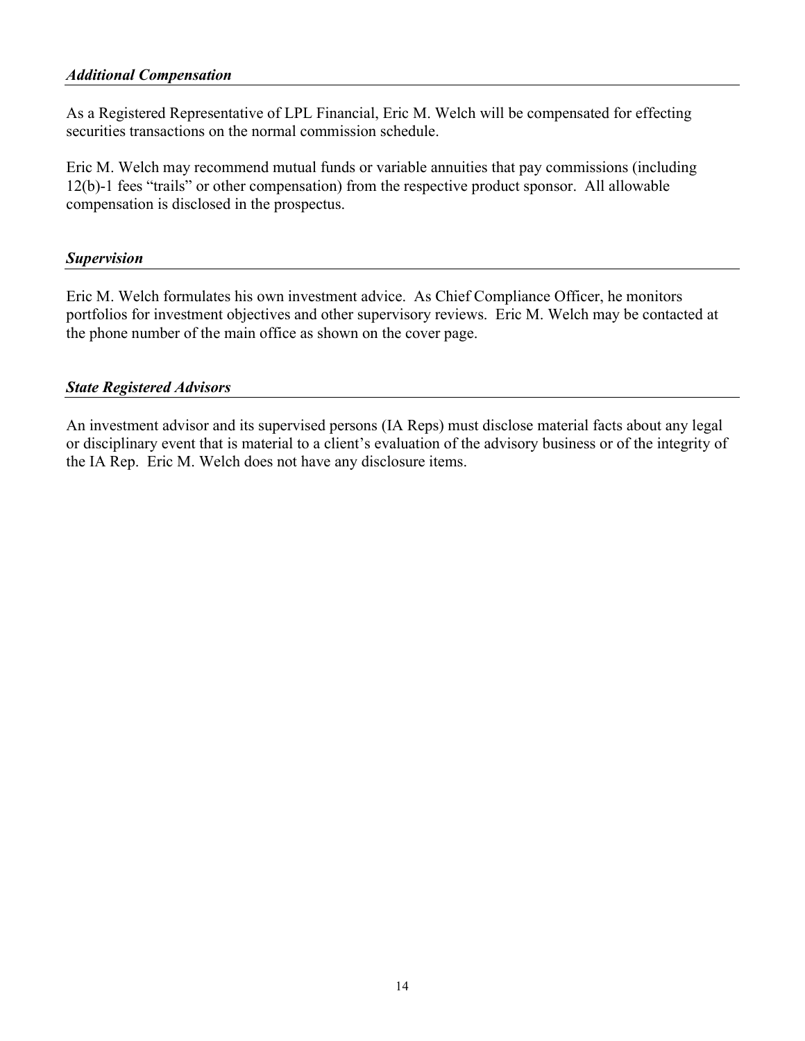### ***Additional Compensation***

As a Registered Representative of LPL Financial, Eric M. Welch will be compensated for effecting securities transactions on the normal commission schedule.

Eric M. Welch may recommend mutual funds or variable annuities that pay commissions (including 12(b)-1 fees "trails" or other compensation) from the respective product sponsor. All allowable compensation is disclosed in the prospectus.

### ***Supervision***

Eric M. Welch formulates his own investment advice. As Chief Compliance Officer, he monitors portfolios for investment objectives and other supervisory reviews. Eric M. Welch may be contacted at the phone number of the main office as shown on the cover page.

### ***State Registered Advisors***

An investment advisor and its supervised persons (IA Reps) must disclose material facts about any legal or disciplinary event that is material to a client's evaluation of the advisory business or of the integrity of the IA Rep. Eric M. Welch does not have any disclosure items.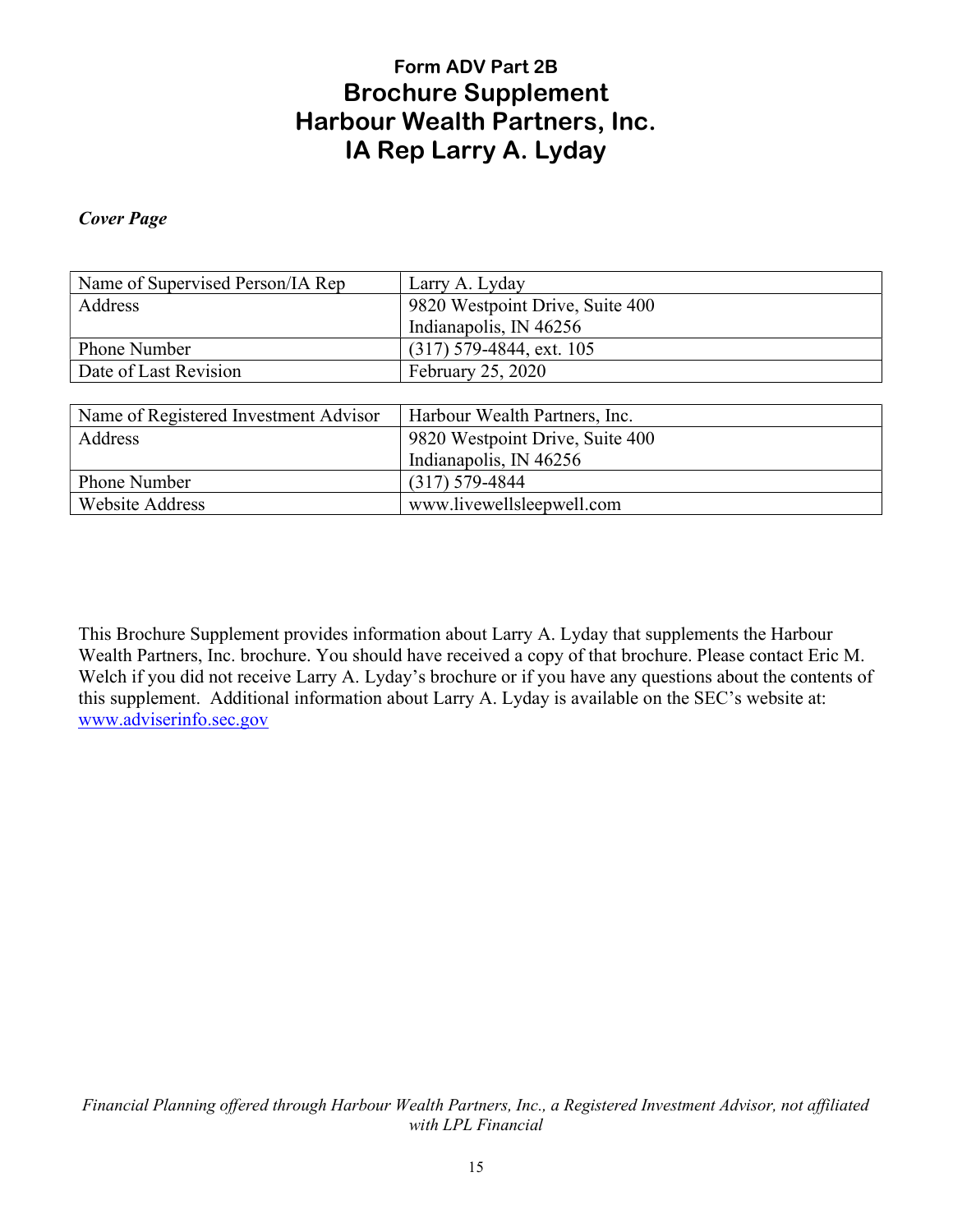# Form ADV Part 2B
# Brochure Supplement
# Harbour Wealth Partners, Inc.
# IA Rep Larry A. Lyday

***Cover Page***

| Name of Supervised Person/IA Rep | Larry A. Lyday |
|---|---|
| Address | 9820 Westpoint Drive, Suite 400<br>Indianapolis, IN 46256 |
| Phone Number | (317) 579-4844, ext. 105 |
| Date of Last Revision | February 25, 2020 |

| Name of Registered Investment Advisor | Harbour Wealth Partners, Inc. |
|---|---|
| Address | 9820 Westpoint Drive, Suite 400<br>Indianapolis, IN 46256 |
| Phone Number | (317) 579-4844 |
| Website Address | www.livewellsleepwell.com |

This Brochure Supplement provides information about Larry A. Lyday that supplements the Harbour Wealth Partners, Inc. brochure. You should have received a copy of that brochure. Please contact Eric M. Welch if you did not receive Larry A. Lyday's brochure or if you have any questions about the contents of this supplement. Additional information about Larry A. Lyday is available on the SEC's website at: www.adviserinfo.sec.gov

*Financial Planning offered through Harbour Wealth Partners, Inc., a Registered Investment Advisor, not affiliated with LPL Financial*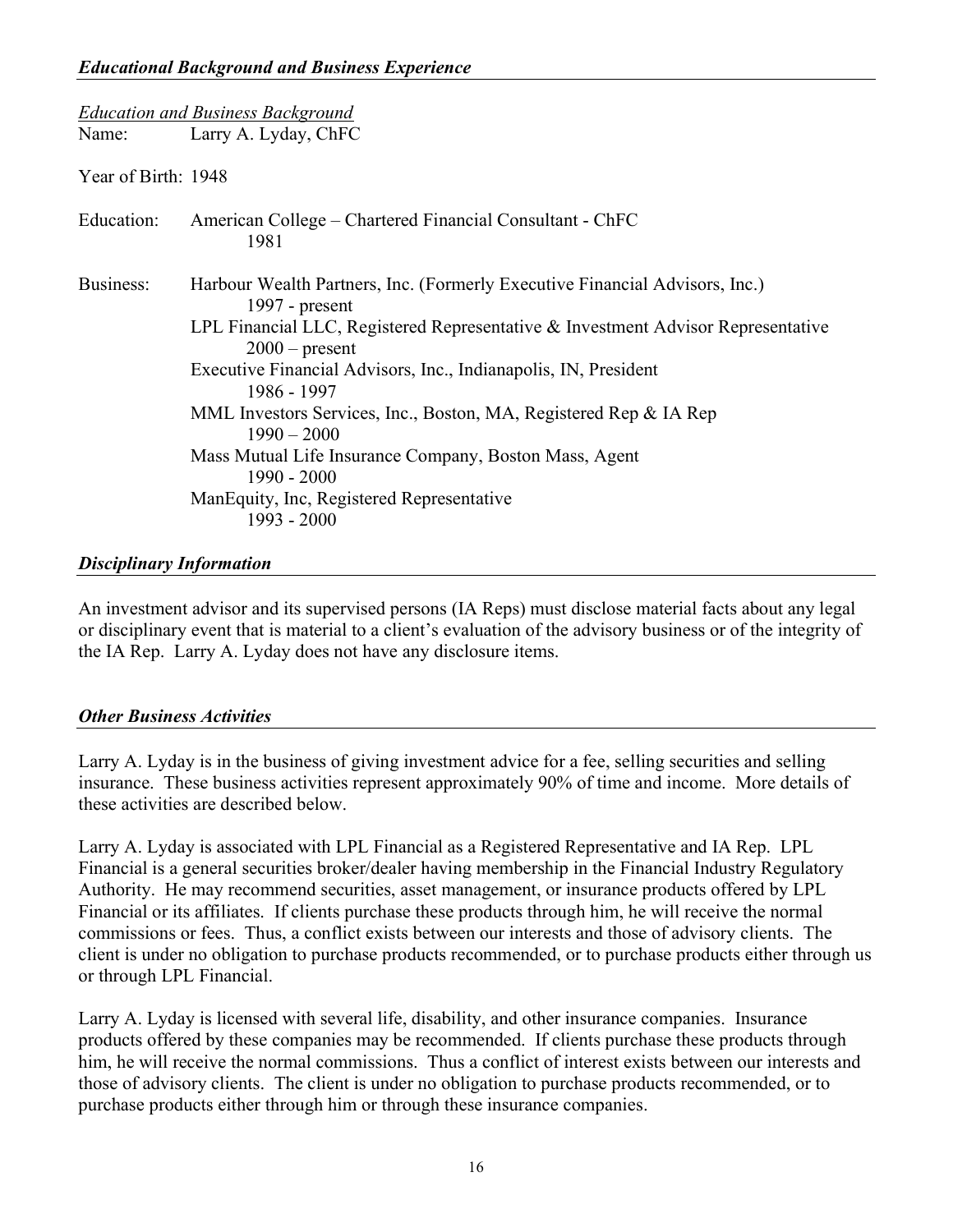### *Educational Background and Business Experience*

*Education and Business Background*

Name: Larry A. Lyday, ChFC

Year of Birth: 1948

Education: American College – Chartered Financial Consultant - ChFC
1981

Business:

- Harbour Wealth Partners, Inc. (Formerly Executive Financial Advisors, Inc.)
  1997 - present
- LPL Financial LLC, Registered Representative & Investment Advisor Representative
  2000 – present
- Executive Financial Advisors, Inc., Indianapolis, IN, President
  1986 - 1997
- MML Investors Services, Inc., Boston, MA, Registered Rep & IA Rep
  1990 – 2000
- Mass Mutual Life Insurance Company, Boston Mass, Agent
  1990 - 2000
- ManEquity, Inc, Registered Representative
  1993 - 2000

### *Disciplinary Information*

An investment advisor and its supervised persons (IA Reps) must disclose material facts about any legal or disciplinary event that is material to a client's evaluation of the advisory business or of the integrity of the IA Rep. Larry A. Lyday does not have any disclosure items.

### *Other Business Activities*

Larry A. Lyday is in the business of giving investment advice for a fee, selling securities and selling insurance. These business activities represent approximately 90% of time and income. More details of these activities are described below.

Larry A. Lyday is associated with LPL Financial as a Registered Representative and IA Rep. LPL Financial is a general securities broker/dealer having membership in the Financial Industry Regulatory Authority. He may recommend securities, asset management, or insurance products offered by LPL Financial or its affiliates. If clients purchase these products through him, he will receive the normal commissions or fees. Thus, a conflict exists between our interests and those of advisory clients. The client is under no obligation to purchase products recommended, or to purchase products either through us or through LPL Financial.

Larry A. Lyday is licensed with several life, disability, and other insurance companies. Insurance products offered by these companies may be recommended. If clients purchase these products through him, he will receive the normal commissions. Thus a conflict of interest exists between our interests and those of advisory clients. The client is under no obligation to purchase products recommended, or to purchase products either through him or through these insurance companies.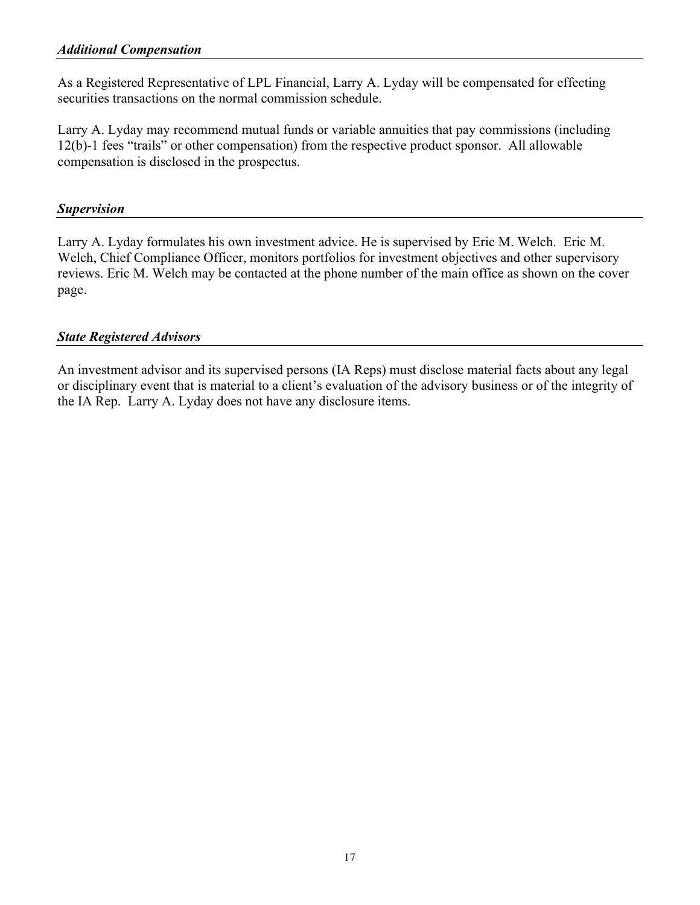### *Additional Compensation*

As a Registered Representative of LPL Financial, Larry A. Lyday will be compensated for effecting securities transactions on the normal commission schedule.

Larry A. Lyday may recommend mutual funds or variable annuities that pay commissions (including 12(b)-1 fees "trails" or other compensation) from the respective product sponsor. All allowable compensation is disclosed in the prospectus.

### *Supervision*

Larry A. Lyday formulates his own investment advice. He is supervised by Eric M. Welch. Eric M. Welch, Chief Compliance Officer, monitors portfolios for investment objectives and other supervisory reviews. Eric M. Welch may be contacted at the phone number of the main office as shown on the cover page.

### *State Registered Advisors*

An investment advisor and its supervised persons (IA Reps) must disclose material facts about any legal or disciplinary event that is material to a client's evaluation of the advisory business or of the integrity of the IA Rep. Larry A. Lyday does not have any disclosure items.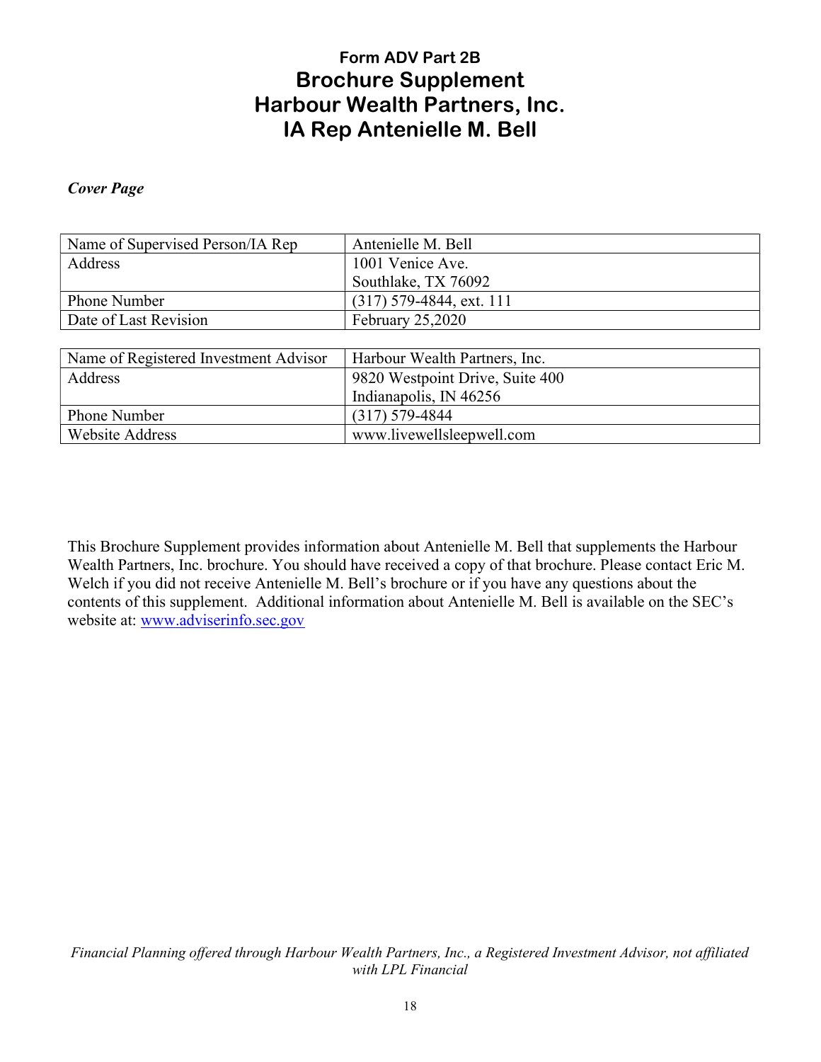# Form ADV Part 2B
# Brochure Supplement
# Harbour Wealth Partners, Inc.
# IA Rep Antenielle M. Bell

***Cover Page***

| Name of Supervised Person/IA Rep | Antenielle M. Bell |
|---|---|
| Address | 1001 Venice Ave.<br>Southlake, TX 76092 |
| Phone Number | (317) 579-4844, ext. 111 |
| Date of Last Revision | February 25,2020 |

| Name of Registered Investment Advisor | Harbour Wealth Partners, Inc. |
|---|---|
| Address | 9820 Westpoint Drive, Suite 400<br>Indianapolis, IN 46256 |
| Phone Number | (317) 579-4844 |
| Website Address | www.livewellsleepwell.com |

This Brochure Supplement provides information about Antenielle M. Bell that supplements the Harbour Wealth Partners, Inc. brochure. You should have received a copy of that brochure. Please contact Eric M. Welch if you did not receive Antenielle M. Bell's brochure or if you have any questions about the contents of this supplement. Additional information about Antenielle M. Bell is available on the SEC's website at: www.adviserinfo.sec.gov

*Financial Planning offered through Harbour Wealth Partners, Inc., a Registered Investment Advisor, not affiliated with LPL Financial*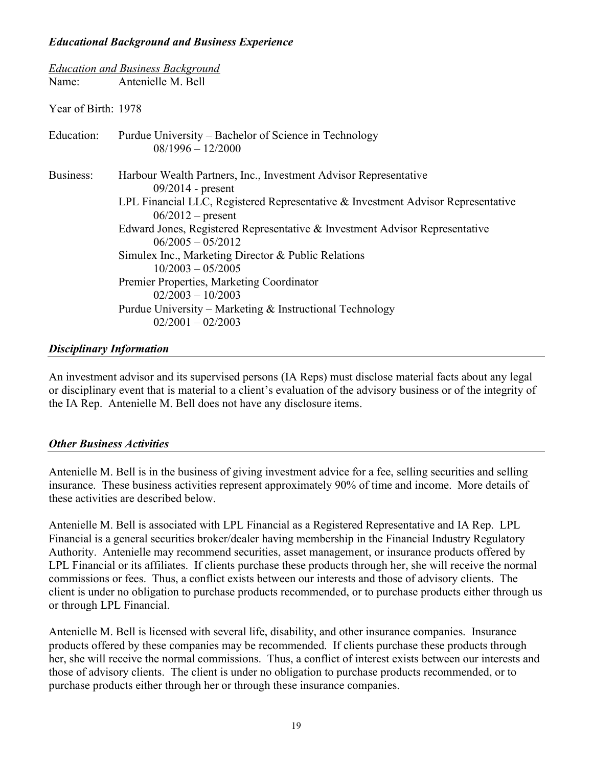### *Educational Background and Business Experience*

*Education and Business Background*

Name: Antenielle M. Bell

Year of Birth: 1978

Education: Purdue University – Bachelor of Science in Technology
08/1996 – 12/2000

Business:
- Harbour Wealth Partners, Inc., Investment Advisor Representative
  09/2014 - present
- LPL Financial LLC, Registered Representative & Investment Advisor Representative
  06/2012 – present
- Edward Jones, Registered Representative & Investment Advisor Representative
  06/2005 – 05/2012
- Simulex Inc., Marketing Director & Public Relations
  10/2003 – 05/2005
- Premier Properties, Marketing Coordinator
  02/2003 – 10/2003
- Purdue University – Marketing & Instructional Technology
  02/2001 – 02/2003

### *Disciplinary Information*

An investment advisor and its supervised persons (IA Reps) must disclose material facts about any legal or disciplinary event that is material to a client's evaluation of the advisory business or of the integrity of the IA Rep. Antenielle M. Bell does not have any disclosure items.

### *Other Business Activities*

Antenielle M. Bell is in the business of giving investment advice for a fee, selling securities and selling insurance. These business activities represent approximately 90% of time and income. More details of these activities are described below.

Antenielle M. Bell is associated with LPL Financial as a Registered Representative and IA Rep. LPL Financial is a general securities broker/dealer having membership in the Financial Industry Regulatory Authority. Antenielle may recommend securities, asset management, or insurance products offered by LPL Financial or its affiliates. If clients purchase these products through her, she will receive the normal commissions or fees. Thus, a conflict exists between our interests and those of advisory clients. The client is under no obligation to purchase products recommended, or to purchase products either through us or through LPL Financial.

Antenielle M. Bell is licensed with several life, disability, and other insurance companies. Insurance products offered by these companies may be recommended. If clients purchase these products through her, she will receive the normal commissions. Thus, a conflict of interest exists between our interests and those of advisory clients. The client is under no obligation to purchase products recommended, or to purchase products either through her or through these insurance companies.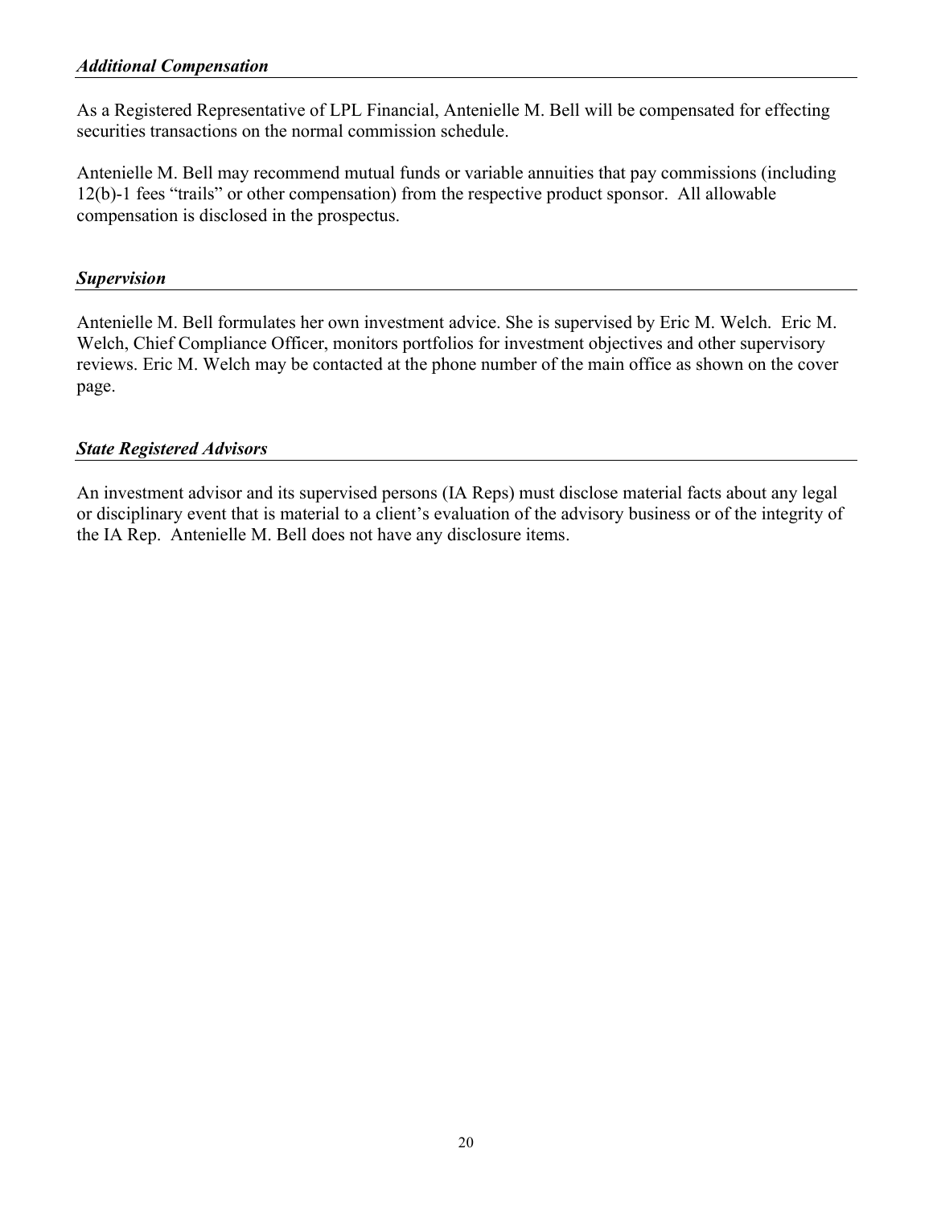### *Additional Compensation*

As a Registered Representative of LPL Financial, Antenielle M. Bell will be compensated for effecting securities transactions on the normal commission schedule.

Antenielle M. Bell may recommend mutual funds or variable annuities that pay commissions (including 12(b)-1 fees "trails" or other compensation) from the respective product sponsor. All allowable compensation is disclosed in the prospectus.

### *Supervision*

Antenielle M. Bell formulates her own investment advice. She is supervised by Eric M. Welch. Eric M. Welch, Chief Compliance Officer, monitors portfolios for investment objectives and other supervisory reviews. Eric M. Welch may be contacted at the phone number of the main office as shown on the cover page.

### *State Registered Advisors*

An investment advisor and its supervised persons (IA Reps) must disclose material facts about any legal or disciplinary event that is material to a client's evaluation of the advisory business or of the integrity of the IA Rep. Antenielle M. Bell does not have any disclosure items.